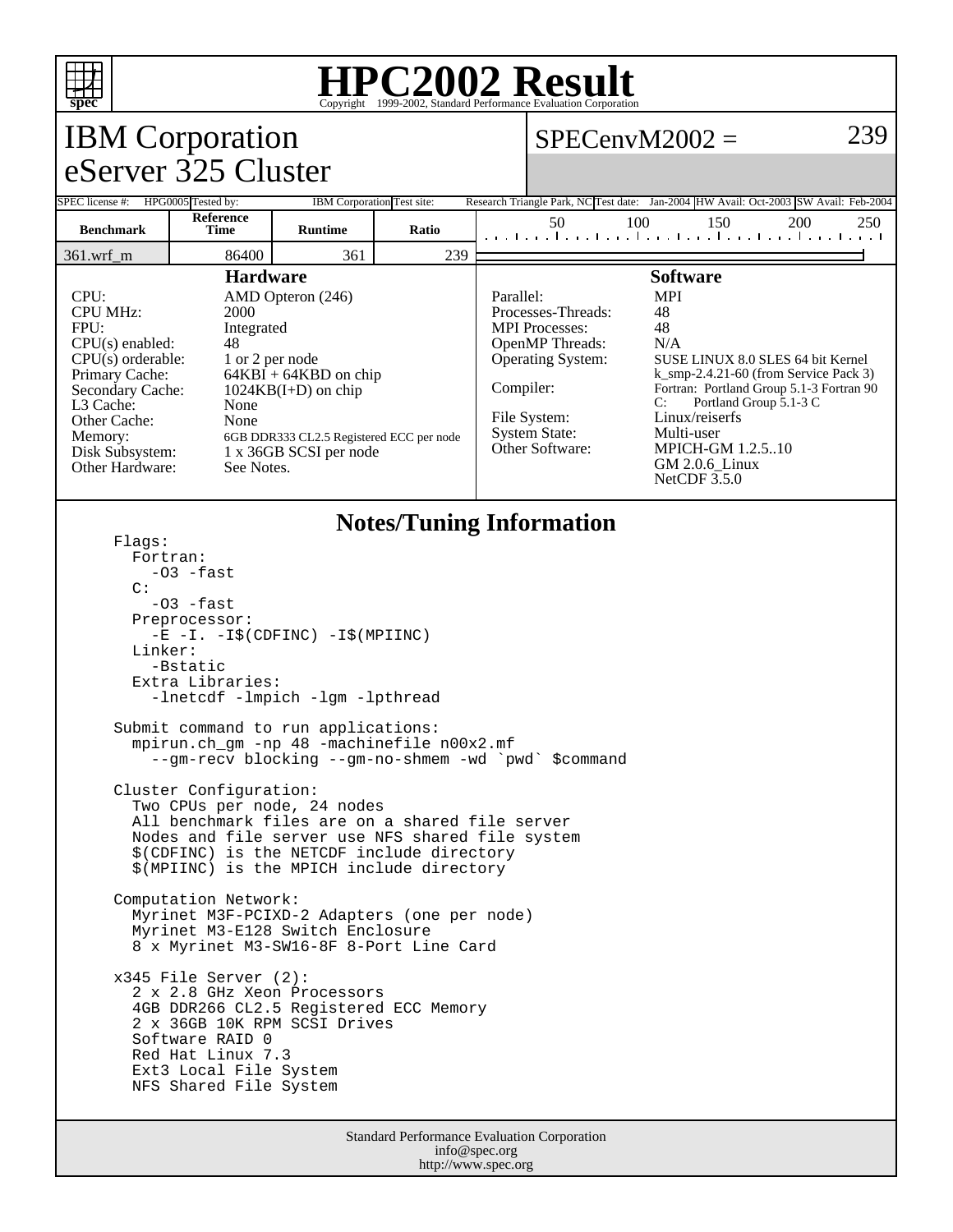# HPC2002 Result

Copyright 1999-2002, Standard Performance Evaluation Corporation

## IBM Corporation
## eServer 325 Cluster

**SPECenvM2002 = 239**

| SPEC license #: | HPG0005 | Tested by: | IBM Corporation | Test site: | Research Triangle Park, NC | Test date: | Jan-2004 | HW Avail: | Oct-2003 | SW Avail: | Feb-2004 |
|---|---|---|---|---|---|---|---|---|---|---|---|

| Benchmark | Reference Time | Runtime | Ratio |
|---|---|---|---|
| 361.wrf_m | 86400 | 361 | 239 |

### Hardware

| | |
|---|---|
| CPU: | AMD Opteron (246) |
| CPU MHz: | 2000 |
| FPU: | Integrated |
| CPU(s) enabled: | 48 |
| CPU(s) orderable: | 1 or 2 per node |
| Primary Cache: | 64KBI + 64KBD on chip |
| Secondary Cache: | 1024KB(I+D) on chip |
| L3 Cache: | None |
| Other Cache: | None |
| Memory: | 6GB DDR333 CL2.5 Registered ECC per node |
| Disk Subsystem: | 1 x 36GB SCSI per node |
| Other Hardware: | See Notes. |

### Software

| | |
|---|---|
| Parallel: | MPI |
| Processes-Threads: | 48 |
| MPI Processes: | 48 |
| OpenMP Threads: | N/A |
| Operating System: | SUSE LINUX 8.0 SLES 64 bit Kernel k_smp-2.4.21-60 (from Service Pack 3) |
| Compiler: | Fortran: Portland Group 5.1-3 Fortran 90<br>C: Portland Group 5.1-3 C |
| File System: | Linux/reiserfs |
| System State: | Multi-user |
| Other Software: | MPICH-GM 1.2.5..10<br>GM 2.0.6_Linux<br>NetCDF 3.5.0 |

### Notes/Tuning Information

```
Flags:
  Fortran:
    -O3 -fast
  C:
    -O3 -fast
  Preprocessor:
    -E -I. -I$(CDFINC) -I$(MPIINC)
  Linker:
    -Bstatic
  Extra Libraries:
    -lnetcdf -lmpich -lgm -lpthread

Submit command to run applications:
  mpirun.ch_gm -np 48 -machinefile n00x2.mf
    --gm-recv blocking --gm-no-shmem -wd `pwd` $command

Cluster Configuration:
  Two CPUs per node, 24 nodes
  All benchmark files are on a shared file server
  Nodes and file server use NFS shared file system
  $(CDFINC) is the NETCDF include directory
  $(MPIINC) is the MPICH include directory

Computation Network:
  Myrinet M3F-PCIXD-2 Adapters (one per node)
  Myrinet M3-E128 Switch Enclosure
  8 x Myrinet M3-SW16-8F 8-Port Line Card

x345 File Server (2):
  2 x 2.8 GHz Xeon Processors
  4GB DDR266 CL2.5 Registered ECC Memory
  2 x 36GB 10K RPM SCSI Drives
  Software RAID 0
  Red Hat Linux 7.3
  Ext3 Local File System
  NFS Shared File System
```

Standard Performance Evaluation Corporation
info@spec.org
http://www.spec.org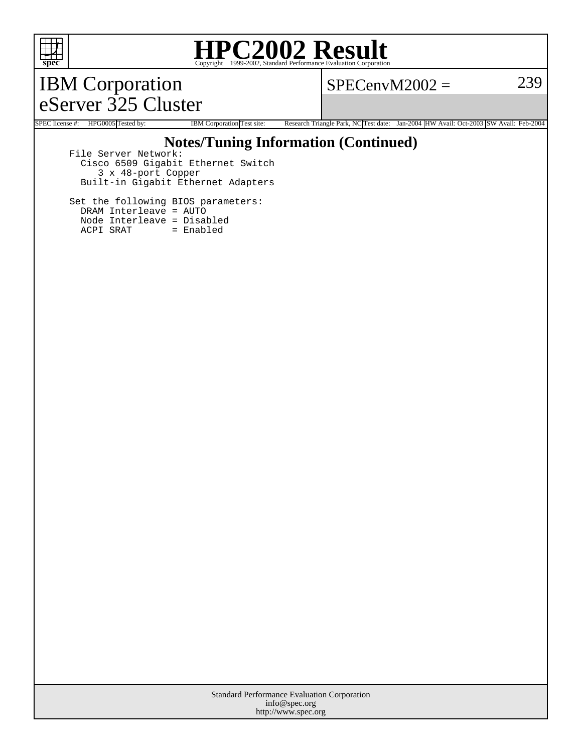# HPC2002 Result

Copyright 1999-2002, Standard Performance Evaluation Corporation

## IBM Corporation
## eServer 325 Cluster

SPECenvM2002 = 239

| SPEC license #: | HPG0005 | Tested by: | IBM Corporation | Test site: | Research Triangle Park, NC | Test date: | Jan-2004 | HW Avail: | Oct-2003 | SW Avail: | Feb-2004 |
|---|---|---|---|---|---|---|---|---|---|---|---|

### Notes/Tuning Information (Continued)

```
File Server Network:
  Cisco 6509 Gigabit Ethernet Switch
     3 x 48-port Copper
  Built-in Gigabit Ethernet Adapters

Set the following BIOS parameters:
  DRAM Interleave = AUTO
  Node Interleave = Disabled
  ACPI SRAT       = Enabled
```

Standard Performance Evaluation Corporation
info@spec.org
http://www.spec.org